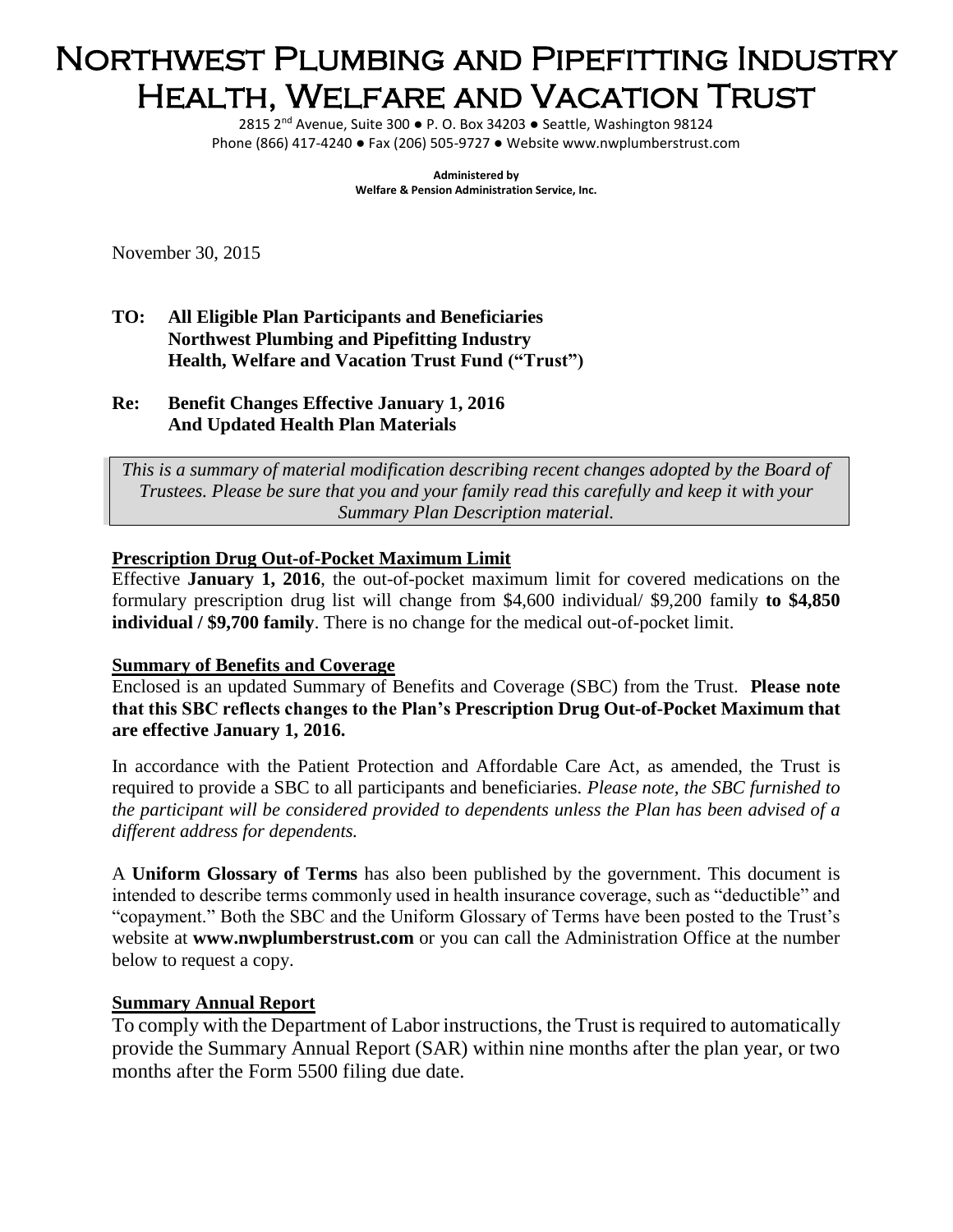# Northwest Plumbing and Pipefitting Industry Health, Welfare and Vacation Trust

2815 2nd Avenue, Suite 300 ● P. O. Box 34203 ● Seattle, Washington 98124
Phone (866) 417-4240 ● Fax (206) 505-9727 ● Website www.nwplumberstrust.com

**Administered by**
**Welfare & Pension Administration Service, Inc.**

November 30, 2015

**TO: All Eligible Plan Participants and Beneficiaries**
**Northwest Plumbing and Pipefitting Industry**
**Health, Welfare and Vacation Trust Fund ("Trust")**

**Re: Benefit Changes Effective January 1, 2016**
**And Updated Health Plan Materials**

*This is a summary of material modification describing recent changes adopted by the Board of Trustees. Please be sure that you and your family read this carefully and keep it with your Summary Plan Description material.*

## Prescription Drug Out-of-Pocket Maximum Limit

Effective **January 1, 2016**, the out-of-pocket maximum limit for covered medications on the formulary prescription drug list will change from $4,600 individual/ $9,200 family **to $4,850 individual / $9,700 family**. There is no change for the medical out-of-pocket limit.

## Summary of Benefits and Coverage

Enclosed is an updated Summary of Benefits and Coverage (SBC) from the Trust. **Please note that this SBC reflects changes to the Plan's Prescription Drug Out-of-Pocket Maximum that are effective January 1, 2016.**

In accordance with the Patient Protection and Affordable Care Act, as amended, the Trust is required to provide a SBC to all participants and beneficiaries. *Please note, the SBC furnished to the participant will be considered provided to dependents unless the Plan has been advised of a different address for dependents.*

A **Uniform Glossary of Terms** has also been published by the government. This document is intended to describe terms commonly used in health insurance coverage, such as "deductible" and "copayment." Both the SBC and the Uniform Glossary of Terms have been posted to the Trust's website at **www.nwplumberstrust.com** or you can call the Administration Office at the number below to request a copy.

## Summary Annual Report

To comply with the Department of Labor instructions, the Trust is required to automatically provide the Summary Annual Report (SAR) within nine months after the plan year, or two months after the Form 5500 filing due date.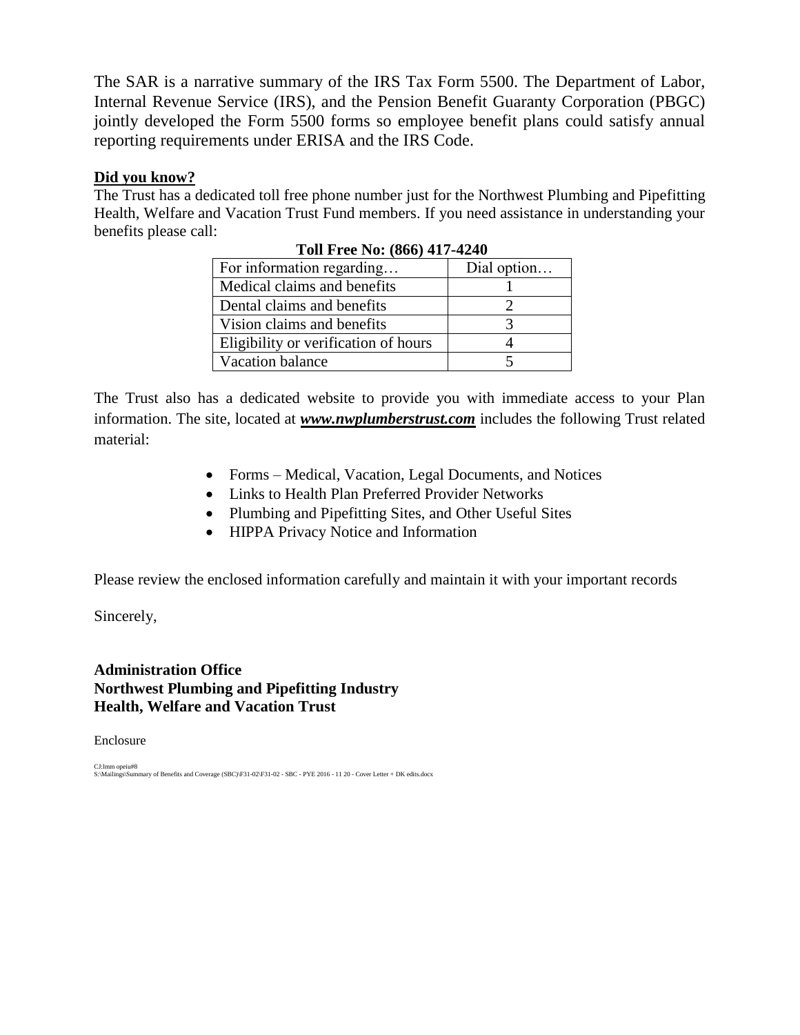The SAR is a narrative summary of the IRS Tax Form 5500. The Department of Labor, Internal Revenue Service (IRS), and the Pension Benefit Guaranty Corporation (PBGC) jointly developed the Form 5500 forms so employee benefit plans could satisfy annual reporting requirements under ERISA and the IRS Code.

**Did you know?**

The Trust has a dedicated toll free phone number just for the Northwest Plumbing and Pipefitting Health, Welfare and Vacation Trust Fund members. If you need assistance in understanding your benefits please call:

**Toll Free No: (866) 417-4240**

| For information regarding… | Dial option… |
|---|---|
| Medical claims and benefits | 1 |
| Dental claims and benefits | 2 |
| Vision claims and benefits | 3 |
| Eligibility or verification of hours | 4 |
| Vacation balance | 5 |

The Trust also has a dedicated website to provide you with immediate access to your Plan information. The site, located at ***www.nwplumberstrust.com*** includes the following Trust related material:

- Forms – Medical, Vacation, Legal Documents, and Notices
- Links to Health Plan Preferred Provider Networks
- Plumbing and Pipefitting Sites, and Other Useful Sites
- HIPPA Privacy Notice and Information

Please review the enclosed information carefully and maintain it with your important records

Sincerely,

**Administration Office**
**Northwest Plumbing and Pipefitting Industry**
**Health, Welfare and Vacation Trust**

Enclosure

CJ:lmm opeiu#8
S:\Mailings\Summary of Benefits and Coverage (SBC)\F31-02\F31-02 - SBC - PYE 2016 - 11 20 - Cover Letter + DK edits.docx